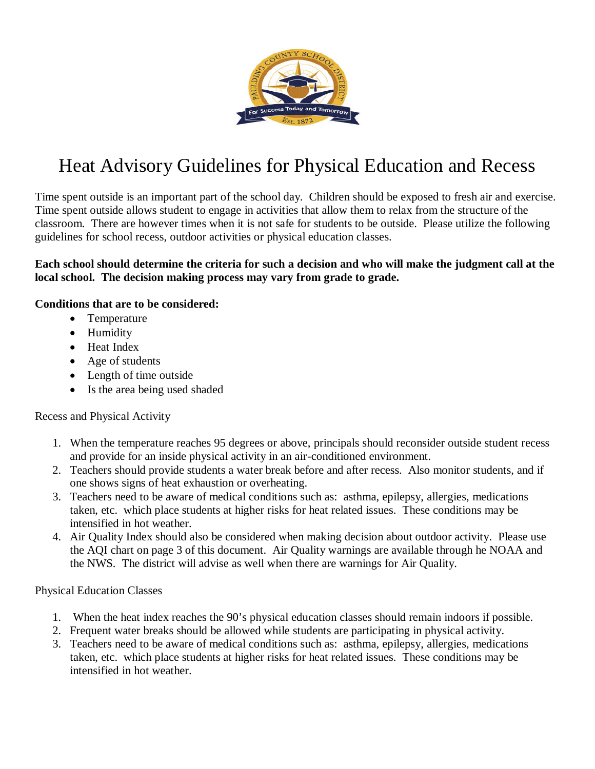# Heat Advisory Guidelines for Physical Education and Recess

Time spent outside is an important part of the school day. Children should be exposed to fresh air and exercise. Time spent outside allows student to engage in activities that allow them to relax from the structure of the classroom. There are however times when it is not safe for students to be outside. Please utilize the following guidelines for school recess, outdoor activities or physical education classes.

**Each school should determine the criteria for such a decision and who will make the judgment call at the local school. The decision making process may vary from grade to grade.**

**Conditions that are to be considered:**

- Temperature
- Humidity
- Heat Index
- Age of students
- Length of time outside
- Is the area being used shaded

Recess and Physical Activity

1. When the temperature reaches 95 degrees or above, principals should reconsider outside student recess and provide for an inside physical activity in an air-conditioned environment.
2. Teachers should provide students a water break before and after recess. Also monitor students, and if one shows signs of heat exhaustion or overheating.
3. Teachers need to be aware of medical conditions such as: asthma, epilepsy, allergies, medications taken, etc. which place students at higher risks for heat related issues. These conditions may be intensified in hot weather.
4. Air Quality Index should also be considered when making decision about outdoor activity. Please use the AQI chart on page 3 of this document. Air Quality warnings are available through he NOAA and the NWS. The district will advise as well when there are warnings for Air Quality.

Physical Education Classes

1. When the heat index reaches the 90's physical education classes should remain indoors if possible.
2. Frequent water breaks should be allowed while students are participating in physical activity.
3. Teachers need to be aware of medical conditions such as: asthma, epilepsy, allergies, medications taken, etc. which place students at higher risks for heat related issues. These conditions may be intensified in hot weather.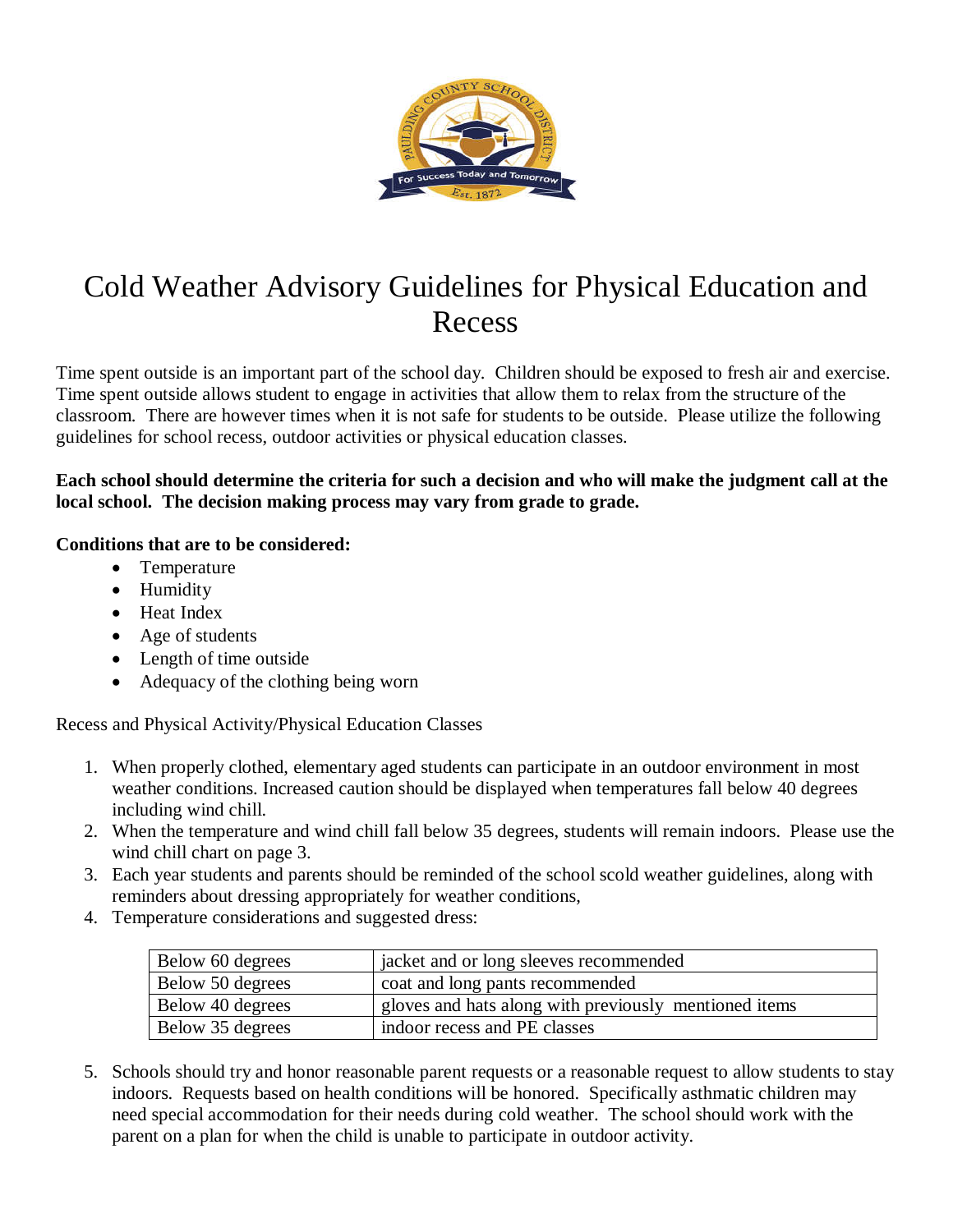# Cold Weather Advisory Guidelines for Physical Education and Recess

Time spent outside is an important part of the school day. Children should be exposed to fresh air and exercise. Time spent outside allows student to engage in activities that allow them to relax from the structure of the classroom. There are however times when it is not safe for students to be outside. Please utilize the following guidelines for school recess, outdoor activities or physical education classes.

**Each school should determine the criteria for such a decision and who will make the judgment call at the local school. The decision making process may vary from grade to grade.**

**Conditions that are to be considered:**

- Temperature
- Humidity
- Heat Index
- Age of students
- Length of time outside
- Adequacy of the clothing being worn

Recess and Physical Activity/Physical Education Classes

1. When properly clothed, elementary aged students can participate in an outdoor environment in most weather conditions. Increased caution should be displayed when temperatures fall below 40 degrees including wind chill.
2. When the temperature and wind chill fall below 35 degrees, students will remain indoors. Please use the wind chill chart on page 3.
3. Each year students and parents should be reminded of the school scold weather guidelines, along with reminders about dressing appropriately for weather conditions,
4. Temperature considerations and suggested dress:

| | |
|---|---|
| Below 60 degrees | jacket and or long sleeves recommended |
| Below 50 degrees | coat and long pants recommended |
| Below 40 degrees | gloves and hats along with previously mentioned items |
| Below 35 degrees | indoor recess and PE classes |

5. Schools should try and honor reasonable parent requests or a reasonable request to allow students to stay indoors. Requests based on health conditions will be honored. Specifically asthmatic children may need special accommodation for their needs during cold weather. The school should work with the parent on a plan for when the child is unable to participate in outdoor activity.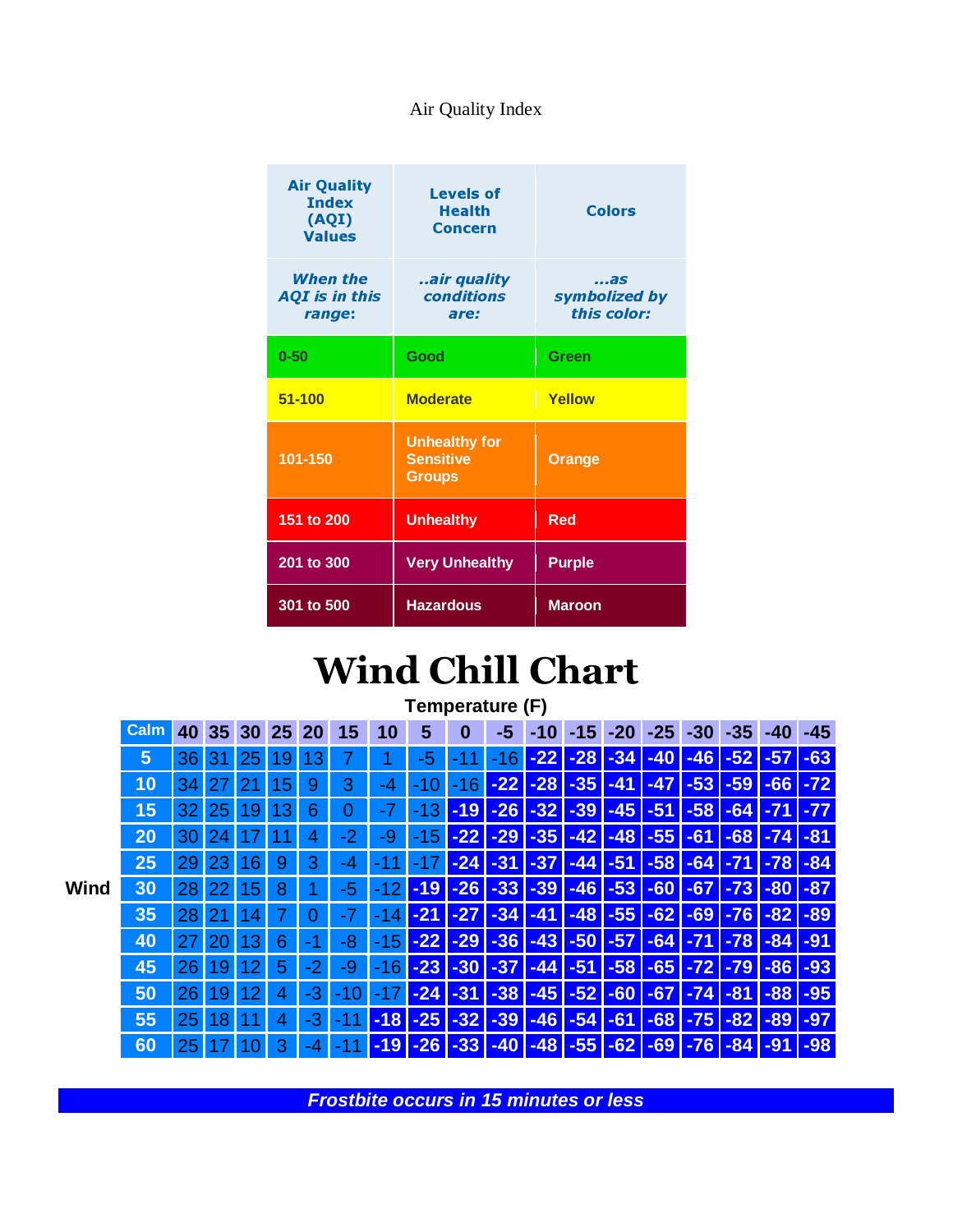Air Quality Index

| **Air Quality Index (AQI) Values** | **Levels of Health Concern** | **Colors** |
|---|---|---|
| ***When the AQI is in this range:*** | ***..air quality conditions are:*** | ***...as symbolized by this color:*** |
| 0-50 | Good | Green |
| 51-100 | Moderate | Yellow |
| 101-150 | Unhealthy for Sensitive Groups | Orange |
| 151 to 200 | Unhealthy | Red |
| 201 to 300 | Very Unhealthy | Purple |
| 301 to 500 | Hazardous | Maroon |

# Wind Chill Chart

**Temperature (F)**

| | Calm | 40 | 35 | 30 | 25 | 20 | 15 | 10 | 5 | 0 | -5 | -10 | -15 | -20 | -25 | -30 | -35 | -40 | -45 |
|---|---|---|---|---|---|---|---|---|---|---|---|---|---|---|---|---|---|---|---|
| | 5 | 36 | 31 | 25 | 19 | 13 | 7 | 1 | -5 | -11 | -16 | -22 | -28 | -34 | -40 | -46 | -52 | -57 | -63 |
| | 10 | 34 | 27 | 21 | 15 | 9 | 3 | -4 | -10 | -16 | -22 | -28 | -35 | -41 | -47 | -53 | -59 | -66 | -72 |
| | 15 | 32 | 25 | 19 | 13 | 6 | 0 | -7 | -13 | -19 | -26 | -32 | -39 | -45 | -51 | -58 | -64 | -71 | -77 |
| | 20 | 30 | 24 | 17 | 11 | 4 | -2 | -9 | -15 | -22 | -29 | -35 | -42 | -48 | -55 | -61 | -68 | -74 | -81 |
| | 25 | 29 | 23 | 16 | 9 | 3 | -4 | -11 | -17 | -24 | -31 | -37 | -44 | -51 | -58 | -64 | -71 | -78 | -84 |
| **Wind** | 30 | 28 | 22 | 15 | 8 | 1 | -5 | -12 | -19 | -26 | -33 | -39 | -46 | -53 | -60 | -67 | -73 | -80 | -87 |
| | 35 | 28 | 21 | 14 | 7 | 0 | -7 | -14 | -21 | -27 | -34 | -41 | -48 | -55 | -62 | -69 | -76 | -82 | -89 |
| | 40 | 27 | 20 | 13 | 6 | -1 | -8 | -15 | -22 | -29 | -36 | -43 | -50 | -57 | -64 | -71 | -78 | -84 | -91 |
| | 45 | 26 | 19 | 12 | 5 | -2 | -9 | -16 | -23 | -30 | -37 | -44 | -51 | -58 | -65 | -72 | -79 | -86 | -93 |
| | 50 | 26 | 19 | 12 | 4 | -3 | -10 | -17 | -24 | -31 | -38 | -45 | -52 | -60 | -67 | -74 | -81 | -88 | -95 |
| | 55 | 25 | 18 | 11 | 4 | -3 | -11 | -18 | -25 | -32 | -39 | -46 | -54 | -61 | -68 | -75 | -82 | -89 | -97 |
| | 60 | 25 | 17 | 10 | 3 | -4 | -11 | -19 | -26 | -33 | -40 | -48 | -55 | -62 | -69 | -76 | -84 | -91 | -98 |

***Frostbite occurs in 15 minutes or less***